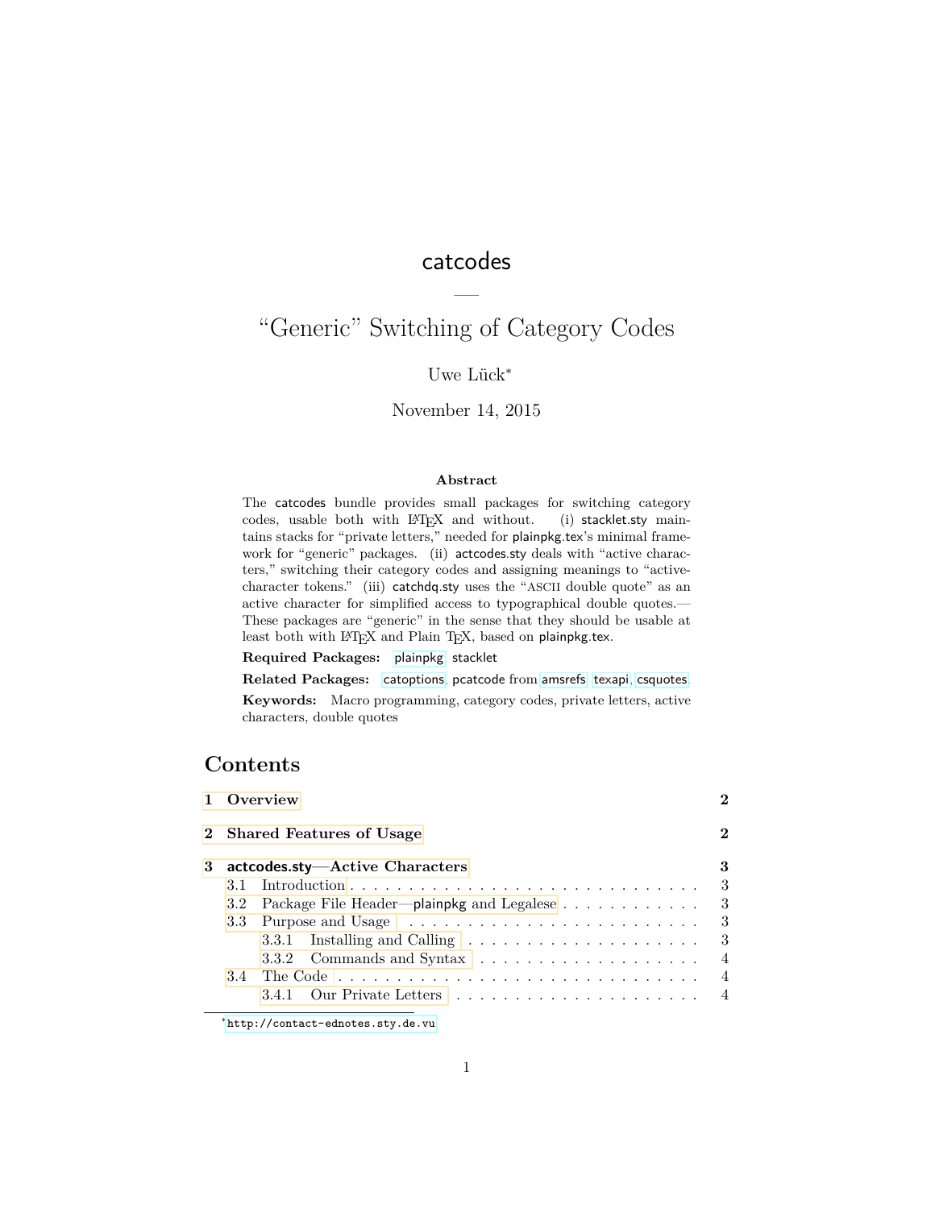# catcodes

—

# "Generic" Switching of Category Codes

Uwe Lück[*]

November 14, 2015

**Abstract**

The catcodes bundle provides small packages for switching category codes, usable both with LaTeX and without. (i) stacklet.sty maintains stacks for "private letters," needed for plainpkg.tex's minimal framework for "generic" packages. (ii) actcodes.sty deals with "active characters," switching their category codes and assigning meanings to "active-character tokens." (iii) catchdq.sty uses the "ASCII double quote" as an active character for simplified access to typographical double quotes.— These packages are "generic" in the sense that they should be usable at least both with LaTeX and Plain TeX, based on plainpkg.tex.

**Required Packages:** plainpkg, stacklet

**Related Packages:** catoptions, pcatcode from amsrefs, texapi, csquotes.

**Keywords:** Macro programming, category codes, private letters, active characters, double quotes

## Contents

| | | |
|---|---|---|
| **1** | **Overview** | **2** |
| **2** | **Shared Features of Usage** | **2** |
| **3** | **actcodes.sty—Active Characters** | **3** |
| 3.1 | Introduction | 3 |
| 3.2 | Package File Header—plainpkg and Legalese | 3 |
| 3.3 | Purpose and Usage | 3 |
| 3.3.1 | Installing and Calling | 3 |
| 3.3.2 | Commands and Syntax | 4 |
| 3.4 | The Code | 4 |
| 3.4.1 | Our Private Letters | 4 |

[*] http://contact-ednotes.sty.de.vu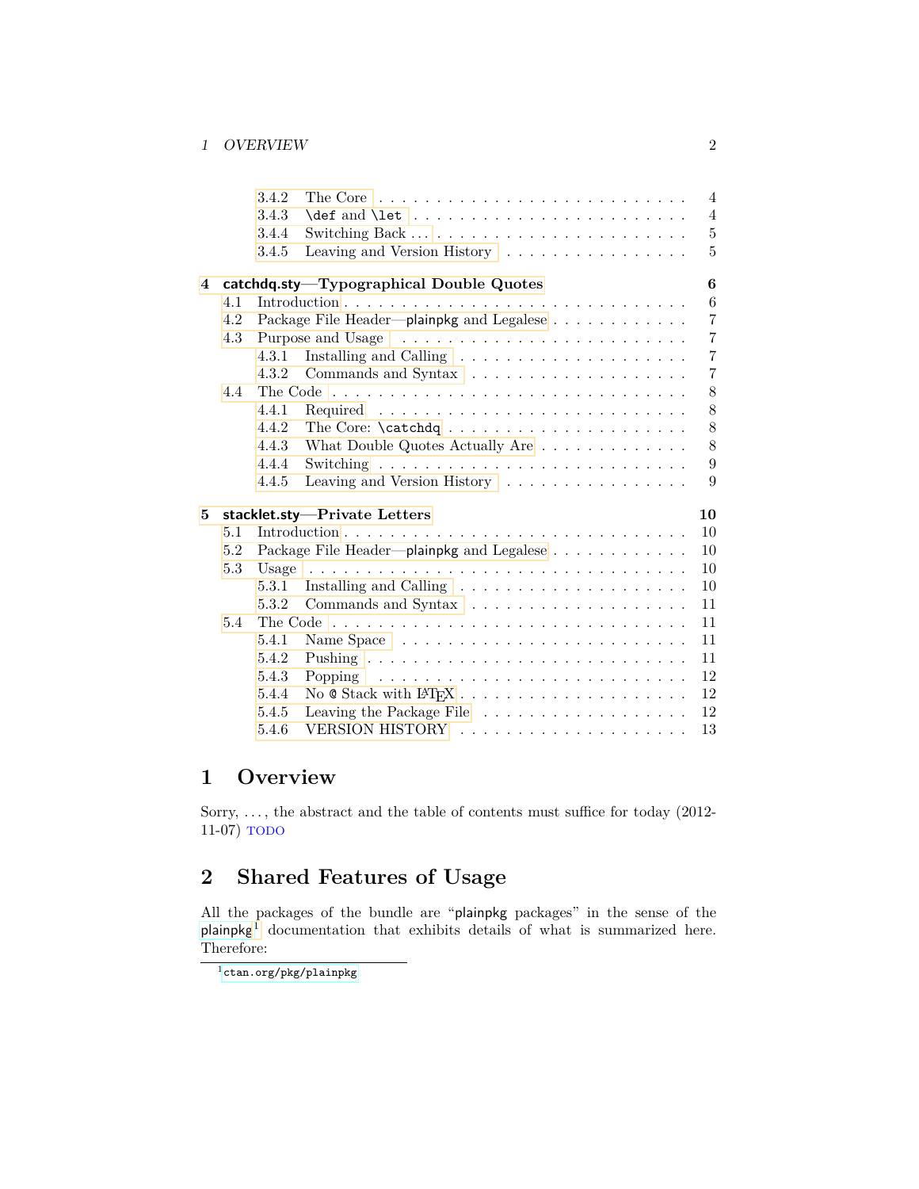3.4.2 The Core . . . . . . . . . . . . . . . . . . . . . . . . . 4
3.4.3 `\def` and `\let` . . . . . . . . . . . . . . . . . . . . . . 4
3.4.4 Switching Back . . . . . . . . . . . . . . . . . . . . . . . 5
3.4.5 Leaving and Version History . . . . . . . . . . . . . . . . 5

**4 catchdq.sty—Typographical Double Quotes** **6**
4.1 Introduction . . . . . . . . . . . . . . . . . . . . . . . . . . . 6
4.2 Package File Header—plainpkg and Legalese . . . . . . . . . . . 7
4.3 Purpose and Usage . . . . . . . . . . . . . . . . . . . . . . . . 7
4.3.1 Installing and Calling . . . . . . . . . . . . . . . . . . . 7
4.3.2 Commands and Syntax . . . . . . . . . . . . . . . . . . . 7
4.4 The Code . . . . . . . . . . . . . . . . . . . . . . . . . . . . . 8
4.4.1 Required . . . . . . . . . . . . . . . . . . . . . . . . . . 8
4.4.2 The Core: `\catchdq` . . . . . . . . . . . . . . . . . . . . 8
4.4.3 What Double Quotes Actually Are . . . . . . . . . . . . . 8
4.4.4 Switching . . . . . . . . . . . . . . . . . . . . . . . . . 9
4.4.5 Leaving and Version History . . . . . . . . . . . . . . . . 9

**5 stacklet.sty—Private Letters** **10**
5.1 Introduction . . . . . . . . . . . . . . . . . . . . . . . . . . . 10
5.2 Package File Header—plainpkg and Legalese . . . . . . . . . . . 10
5.3 Usage . . . . . . . . . . . . . . . . . . . . . . . . . . . . . . 10
5.3.1 Installing and Calling . . . . . . . . . . . . . . . . . . . 10
5.3.2 Commands and Syntax . . . . . . . . . . . . . . . . . . . 11
5.4 The Code . . . . . . . . . . . . . . . . . . . . . . . . . . . . . 11
5.4.1 Name Space . . . . . . . . . . . . . . . . . . . . . . . . . 11
5.4.2 Pushing . . . . . . . . . . . . . . . . . . . . . . . . . . . 11
5.4.3 Popping . . . . . . . . . . . . . . . . . . . . . . . . . . . 12
5.4.4 No `@` Stack with LaTeX . . . . . . . . . . . . . . . . . . 12
5.4.5 Leaving the Package File . . . . . . . . . . . . . . . . . . 12
5.4.6 VERSION HISTORY . . . . . . . . . . . . . . . . . . . . . 13

# 1 Overview

Sorry, . . . , the abstract and the table of contents must suffice for today (2012-11-07) TODO

# 2 Shared Features of Usage

All the packages of the bundle are "plainpkg packages" in the sense of the plainpkg[1] documentation that exhibits details of what is summarized here. Therefore:

[1] `ctan.org/pkg/plainpkg`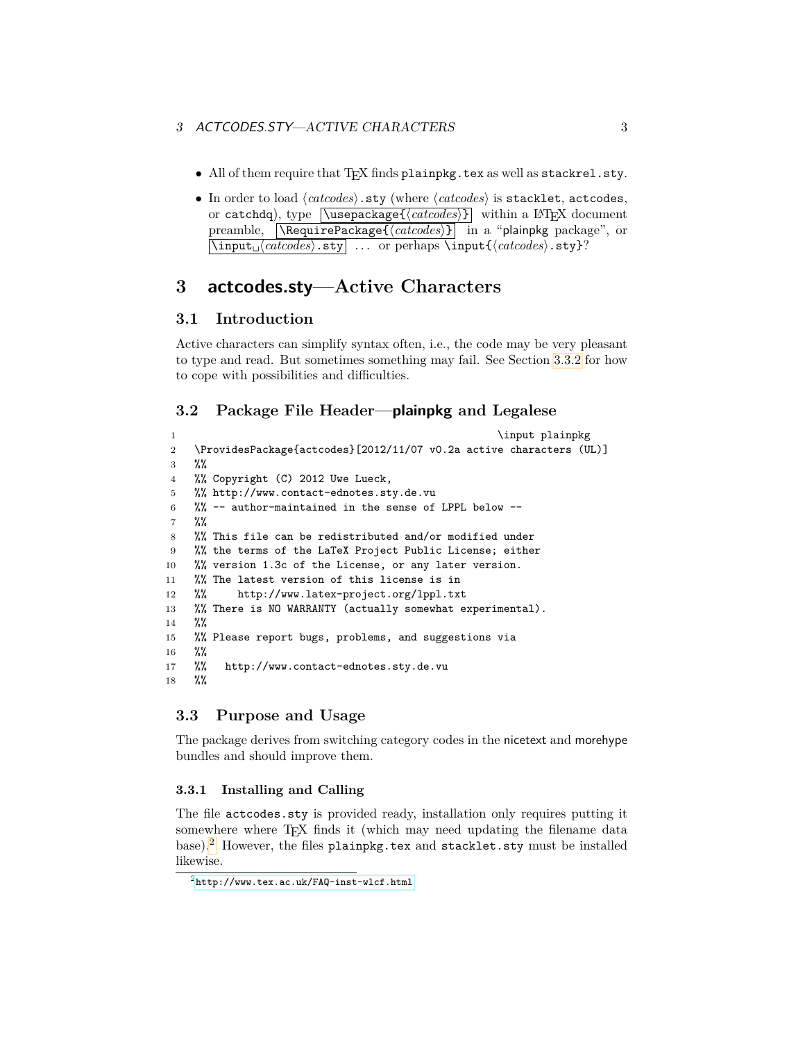- All of them require that TEX finds `plainpkg.tex` as well as `stackrel.sty`.
- In order to load ⟨*catcodes*⟩`.sty` (where ⟨*catcodes*⟩ is `stacklet`, `actcodes`, or `catchdq`), type `\usepackage{`⟨*catcodes*⟩`}` within a LaTeX document preamble, `\RequirePackage{`⟨*catcodes*⟩`}` in a "plainpkg package", or `\input␣`⟨*catcodes*⟩`.sty` ... or perhaps `\input{`⟨*catcodes*⟩`.sty}`?

# 3 actcodes.sty—Active Characters

## 3.1 Introduction

Active characters can simplify syntax often, i.e., the code may be very pleasant to type and read. But sometimes something may fail. See Section 3.3.2 for how to cope with possibilities and difficulties.

## 3.2 Package File Header—plainpkg and Legalese

```
1                                                         \input plainpkg
2   \ProvidesPackage{actcodes}[2012/11/07 v0.2a active characters (UL)]
3   %%
4   %% Copyright (C) 2012 Uwe Lueck,
5   %% http://www.contact-ednotes.sty.de.vu
6   %% -- author-maintained in the sense of LPPL below --
7   %%
8   %% This file can be redistributed and/or modified under
9   %% the terms of the LaTeX Project Public License; either
10  %% version 1.3c of the License, or any later version.
11  %% The latest version of this license is in
12  %%     http://www.latex-project.org/lppl.txt
13  %% There is NO WARRANTY (actually somewhat experimental).
14  %%
15  %% Please report bugs, problems, and suggestions via
16  %%
17  %%   http://www.contact-ednotes.sty.de.vu
18  %%
```

## 3.3 Purpose and Usage

The package derives from switching category codes in the nicetext and morehype bundles and should improve them.

### 3.3.1 Installing and Calling

The file `actcodes.sty` is provided ready, installation only requires putting it somewhere where TEX finds it (which may need updating the filename data base).[2] However, the files `plainpkg.tex` and `stacklet.sty` must be installed likewise.

[2] `http://www.tex.ac.uk/FAQ-inst-wlcf.html`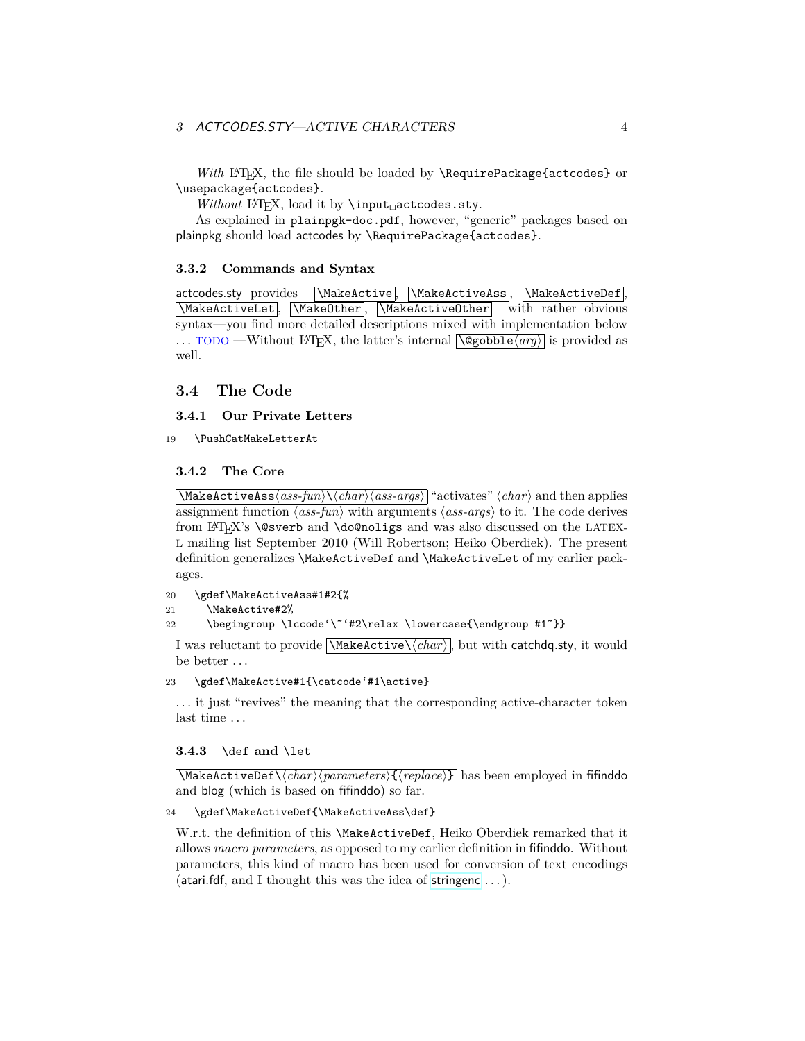*With* LaTeX, the file should be loaded by `\RequirePackage{actcodes}` or `\usepackage{actcodes}`.

*Without* LaTeX, load it by `\input␣actcodes.sty`.

As explained in `plainpgk-doc.pdf`, however, "generic" packages based on plainpkg should load actcodes by `\RequirePackage{actcodes}`.

### 3.3.2 Commands and Syntax

actcodes.sty provides `\MakeActive`, `\MakeActiveAss`, `\MakeActiveDef`, `\MakeActiveLet`, `\MakeOther`, `\MakeActiveOther` with rather obvious syntax—you find more detailed descriptions mixed with implementation below ... TODO —Without LaTeX, the latter's internal `\@gobble`⟨*arg*⟩ is provided as well.

## 3.4 The Code

### 3.4.1 Our Private Letters

```
19  \PushCatMakeLetterAt
```

### 3.4.2 The Core

`\MakeActiveAss`⟨*ass-fun*⟩`\`⟨*char*⟩⟨*ass-args*⟩ "activates" ⟨*char*⟩ and then applies assignment function ⟨*ass-fun*⟩ with arguments ⟨*ass-args*⟩ to it. The code derives from LaTeX's `\@sverb` and `\do@noligs` and was also discussed on the LATEX-L mailing list September 2010 (Will Robertson; Heiko Oberdiek). The present definition generalizes `\MakeActiveDef` and `\MakeActiveLet` of my earlier packages.

```
20  \gdef\MakeActiveAss#1#2{%
21    \MakeActive#2%
22    \begingroup \lccode`\~`#2\relax \lowercase{\endgroup #1~}}
```

I was reluctant to provide `\MakeActive\`⟨*char*⟩, but with catchdq.sty, it would be better ...

```
23  \gdef\MakeActive#1{\catcode`#1\active}
```

... it just "revives" the meaning that the corresponding active-character token last time ...

### 3.4.3 `\def` and `\let`

`\MakeActiveDef\`⟨*char*⟩⟨*parameters*⟩`{`⟨*replace*⟩`}` has been employed in fifinddo and blog (which is based on fifinddo) so far.

```
24  \gdef\MakeActiveDef{\MakeActiveAss\def}
```

W.r.t. the definition of this `\MakeActiveDef`, Heiko Oberdiek remarked that it allows *macro parameters*, as opposed to my earlier definition in fifinddo. Without parameters, this kind of macro has been used for conversion of text encodings (atari.fdf, and I thought this was the idea of stringenc ...).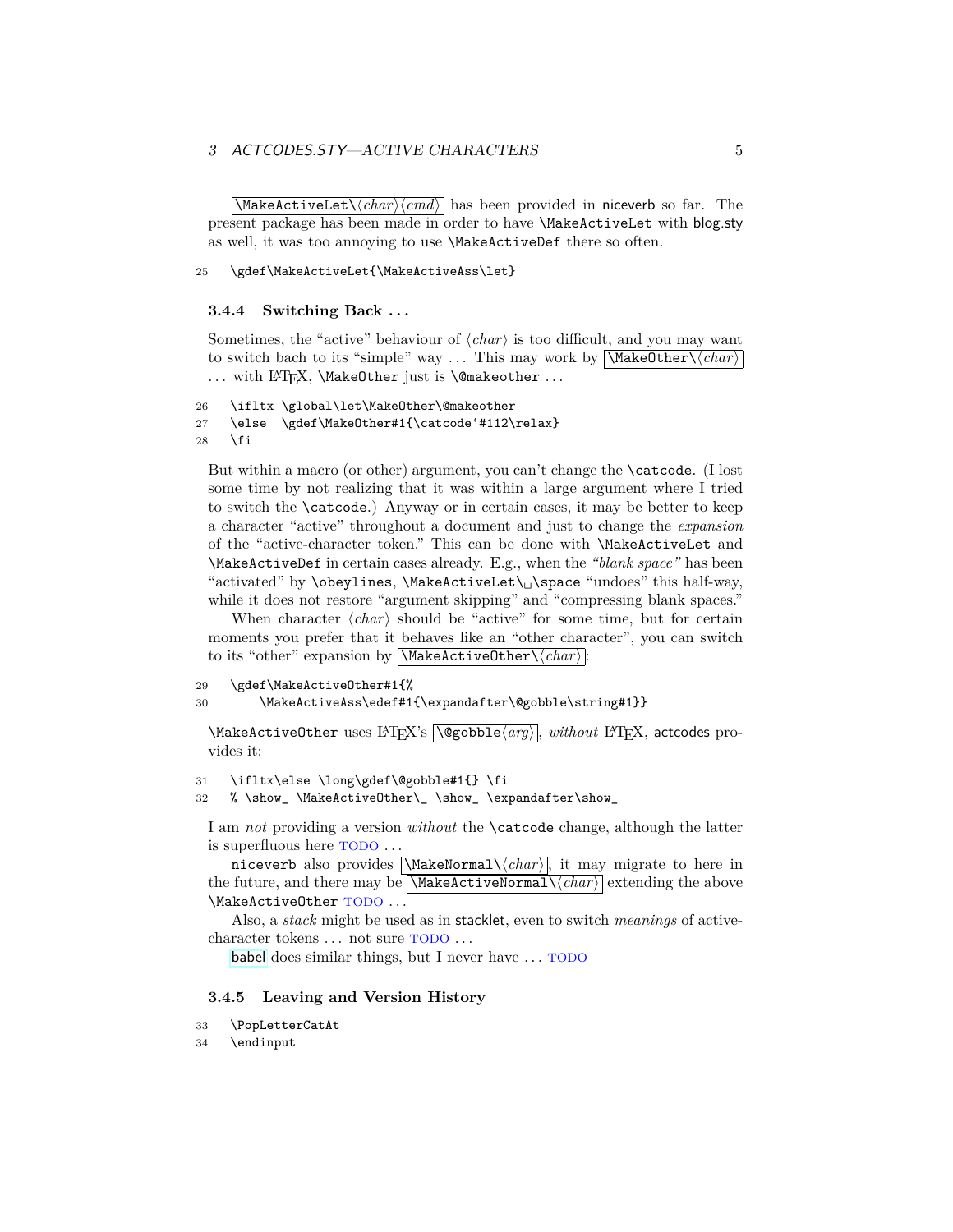\MakeActiveLet\⟨char⟩⟨cmd⟩ has been provided in niceverb so far. The present package has been made in order to have `\MakeActiveLet` with blog.sty as well, it was too annoying to use `\MakeActiveDef` there so often.

```
25  \gdef\MakeActiveLet{\MakeActiveAss\let}
```

#### 3.4.4 Switching Back . . .

Sometimes, the "active" behaviour of ⟨*char*⟩ is too difficult, and you may want to switch bach to its "simple" way . . . This may work by \MakeOther\⟨char⟩ . . . with LaTeX, `\MakeOther` just is `\@makeother` . . .

```
26  \ifltx \global\let\MakeOther\@makeother
27  \else  \gdef\MakeOther#1{\catcode`#112\relax}
28  \fi
```

But within a macro (or other) argument, you can't change the `\catcode`. (I lost some time by not realizing that it was within a large argument where I tried to switch the `\catcode`.) Anyway or in certain cases, it may be better to keep a character "active" throughout a document and just to change the *expansion* of the "active-character token." This can be done with `\MakeActiveLet` and `\MakeActiveDef` in certain cases already. E.g., when the *"blank space"* has been "activated" by `\obeylines`, `\MakeActiveLet\␣\space` "undoes" this half-way, while it does not restore "argument skipping" and "compressing blank spaces."

When character ⟨*char*⟩ should be "active" for some time, but for certain moments you prefer that it behaves like an "other character", you can switch to its "other" expansion by \MakeActiveOther\⟨char⟩:

```
29  \gdef\MakeActiveOther#1{%
30      \MakeActiveAss\edef#1{\expandafter\@gobble\string#1}}
```

`\MakeActiveOther` uses LaTeX's \@gobble⟨arg⟩, *without* LaTeX, actcodes provides it:

```
31  \ifltx\else \long\gdef\@gobble#1{} \fi
32  % \show_ \MakeActiveOther\_ \show_ \expandafter\show_
```

I am *not* providing a version *without* the `\catcode` change, although the latter is superfluous here TODO . . .

niceverb also provides \MakeNormal\⟨char⟩, it may migrate to here in the future, and there may be \MakeActiveNormal\⟨char⟩ extending the above `\MakeActiveOther` TODO . . .

Also, a *stack* might be used as in stacklet, even to switch *meanings* of active-character tokens . . . not sure TODO . . .

babel does similar things, but I never have . . . TODO

#### 3.4.5 Leaving and Version History

```
33  \PopLetterCatAt
34  \endinput
```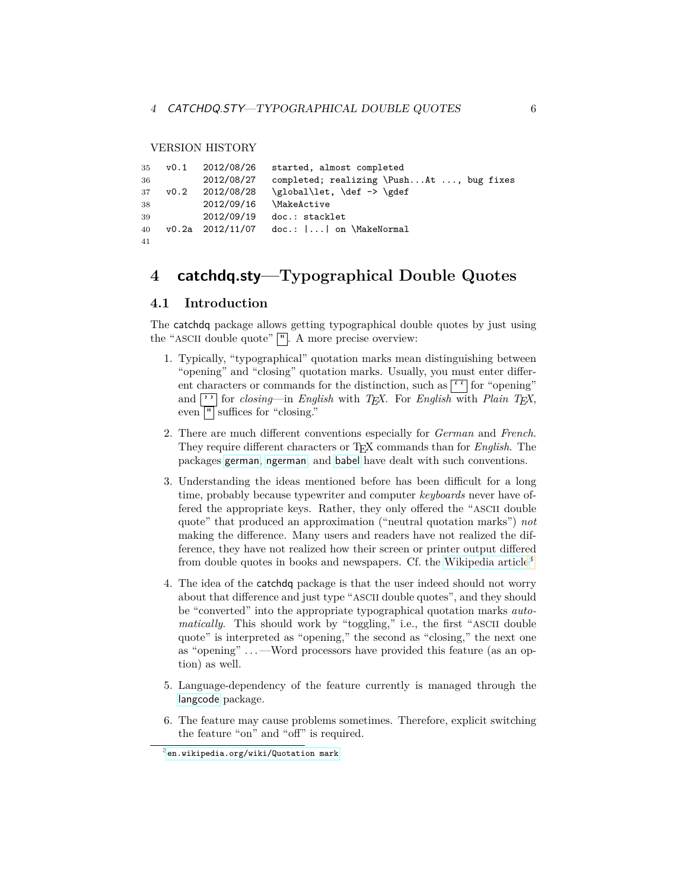VERSION HISTORY

```
35  v0.1   2012/08/26  started, almost completed
36         2012/08/27  completed; realizing \Push...At ..., bug fixes
37  v0.2   2012/08/28  \global\let, \def -> \gdef
38         2012/09/16  \MakeActive
39         2012/09/19  doc.: stacklet
40  v0.2a  2012/11/07  doc.: |...| on \MakeNormal
41
```

# 4 catchdq.sty—Typographical Double Quotes

## 4.1 Introduction

The catchdq package allows getting typographical double quotes by just using the "ASCII double quote" `"`. A more precise overview:

1. Typically, "typographical" quotation marks mean distinguishing between "opening" and "closing" quotation marks. Usually, you must enter different characters or commands for the distinction, such as `` ` ` `` for "opening" and `' '` for *closing*—in *English* with *TEX*. For *English* with *Plain TEX*, even `"` suffices for "closing."

2. There are much different conventions especially for *German* and *French*. They require different characters or TEX commands than for *English*. The packages german, ngerman, and babel have dealt with such conventions.

3. Understanding the ideas mentioned before has been difficult for a long time, probably because typewriter and computer *keyboards* never have offered the appropriate keys. Rather, they only offered the "ASCII double quote" that produced an approximation ("neutral quotation marks") *not* making the difference. Many users and readers have not realized the difference, they have not realized how their screen or printer output differed from double quotes in books and newspapers. Cf. the Wikipedia article[3]

4. The idea of the catchdq package is that the user indeed should not worry about that difference and just type "ASCII double quotes", and they should be "converted" into the appropriate typographical quotation marks *automatically*. This should work by "toggling," i.e., the first "ASCII double quote" is interpreted as "opening," the second as "closing," the next one as "opening" ...—Word processors have provided this feature (as an option) as well.

5. Language-dependency of the feature currently is managed through the langcode package.

6. The feature may cause problems sometimes. Therefore, explicit switching the feature "on" and "off" is required.

[3] en.wikipedia.org/wiki/Quotation mark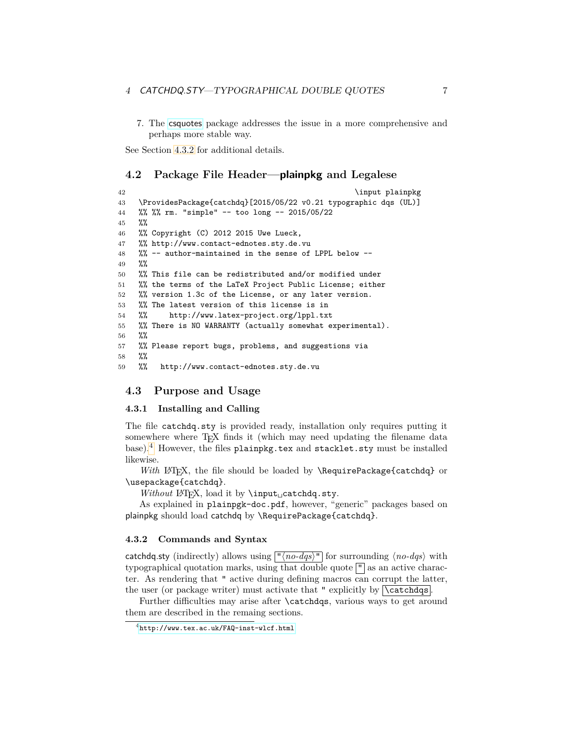7. The csquotes package addresses the issue in a more comprehensive and perhaps more stable way.

See Section 4.3.2 for additional details.

## 4.2 Package File Header—plainpkg and Legalese

```
42                                                      \input plainpkg
43  \ProvidesPackage{catchdq}[2015/05/22 v0.21 typographic dqs (UL)]
44  %% %% rm. "simple" -- too long -- 2015/05/22
45  %%
46  %% Copyright (C) 2012 2015 Uwe Lueck,
47  %% http://www.contact-ednotes.sty.de.vu
48  %% -- author-maintained in the sense of LPPL below --
49  %%
50  %% This file can be redistributed and/or modified under
51  %% the terms of the LaTeX Project Public License; either
52  %% version 1.3c of the License, or any later version.
53  %% The latest version of this license is in
54  %%     http://www.latex-project.org/lppl.txt
55  %% There is NO WARRANTY (actually somewhat experimental).
56  %%
57  %% Please report bugs, problems, and suggestions via
58  %%
59  %%   http://www.contact-ednotes.sty.de.vu
```

## 4.3 Purpose and Usage

### 4.3.1 Installing and Calling

The file `catchdq.sty` is provided ready, installation only requires putting it somewhere where TeX finds it (which may need updating the filename data base).[4] However, the files `plainpkg.tex` and `stacklet.sty` must be installed likewise.

*With* LaTeX, the file should be loaded by `\RequirePackage{catchdq}` or `\usepackage{catchdq}`.

*Without* LaTeX, load it by `\input␣catchdq.sty`.

As explained in `plainpgk-doc.pdf`, however, "generic" packages based on plainpkg should load catchdq by `\RequirePackage{catchdq}`.

### 4.3.2 Commands and Syntax

catchdq.sty (indirectly) allows using `"`⟨*no-dqs*⟩`"` for surrounding ⟨*no-dqs*⟩ with typographical quotation marks, using that double quote `"` as an active character. As rendering that `"` active during defining macros can corrupt the latter, the user (or package writer) must activate that `"` explicitly by `\catchdqs`.

Further difficulties may arise after `\catchdqs`, various ways to get around them are described in the remaing sections.

[4] http://www.tex.ac.uk/FAQ-inst-wlcf.html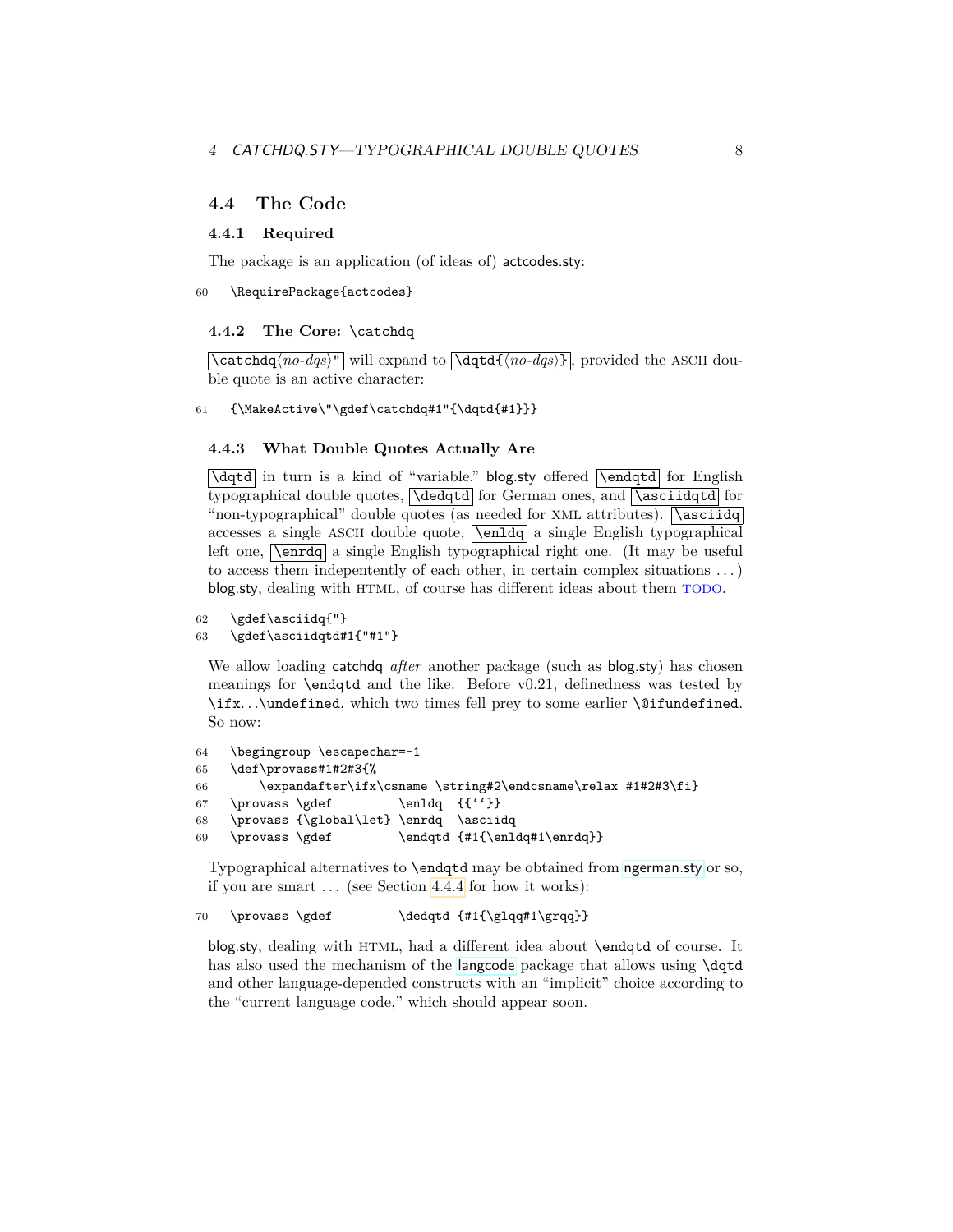## 4.4 The Code

### 4.4.1 Required

The package is an application (of ideas of) actcodes.sty:

```
60 \RequirePackage{actcodes}
```

### 4.4.2 The Core: \catchdq

`\catchdq⟨no-dqs⟩"` will expand to `\dqtd{⟨no-dqs⟩}`, provided the ASCII double quote is an active character:

```
61 {\MakeActive\"\gdef\catchdq#1"{\dqtd{#1}}}
```

### 4.4.3 What Double Quotes Actually Are

`\dqtd` in turn is a kind of "variable." blog.sty offered `\endqtd` for English typographical double quotes, `\dedqtd` for German ones, and `\asciidqtd` for "non-typographical" double quotes (as needed for XML attributes). `\asciidq` accesses a single ASCII double quote, `\enldq` a single English typographical left one, `\enrdq` a single English typographical right one. (It may be useful to access them indepentently of each other, in certain complex situations ...) blog.sty, dealing with HTML, of course has different ideas about them TODO.

```
62 \gdef\asciidq{"}
63 \gdef\asciidqtd#1{"#1"}
```

We allow loading catchdq *after* another package (such as blog.sty) has chosen meanings for `\endqtd` and the like. Before v0.21, definedness was tested by `\ifx...\undefined`, which two times fell prey to some earlier `\@ifundefined`. So now:

```
64 \begingroup \escapechar=-1
65 \def\provass#1#2#3{%
66     \expandafter\ifx\csname \string#2\endcsname\relax #1#2#3\fi}
67 \provass \gdef         \enldq  {{``}}
68 \provass {\global\let} \enrdq  \asciidq
69 \provass \gdef         \endqtd {#1{\enldq#1\enrdq}}
```

Typographical alternatives to `\endqtd` may be obtained from ngerman.sty or so, if you are smart ... (see Section 4.4.4 for how it works):

```
70 \provass \gdef         \dedqtd {#1{\glqq#1\grqq}}
```

blog.sty, dealing with HTML, had a different idea about `\endqtd` of course. It has also used the mechanism of the langcode package that allows using `\dqtd` and other language-depended constructs with an "implicit" choice according to the "current language code," which should appear soon.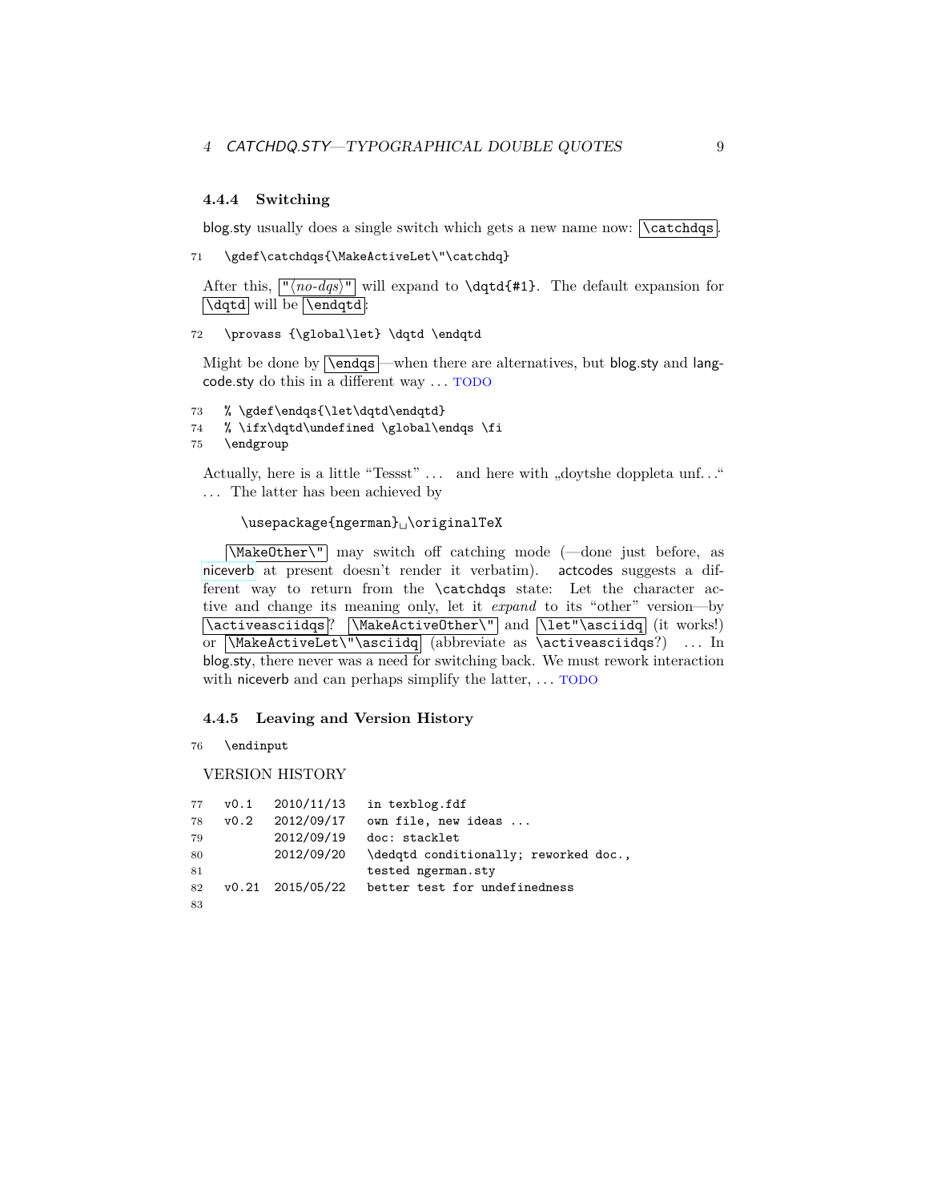#### 4.4.4 Switching

blog.sty usually does a single switch which gets a new name now: `\catchdqs`.

```
71  \gdef\catchdqs{\MakeActiveLet\"\catchdq}
```

After this, `"⟨no-dqs⟩"` will expand to `\dqtd{#1}`. The default expansion for `\dqtd` will be `\endqtd`:

```
72  \provass {\global\let} \dqtd \endqtd
```

Might be done by `\endqs`—when there are alternatives, but blog.sty and langcode.sty do this in a different way ... TODO

```
73  % \gdef\endqs{\let\dqtd\endqtd}
74  % \ifx\dqtd\undefined \global\endqs \fi
75  \endgroup
```

Actually, here is a little "Tessst" ... and here with „doytshe doppleta unf...“ ... The latter has been achieved by

```
\usepackage{ngerman}␣\originalTeX
```

`\MakeOther\"` may switch off catching mode (—done just before, as niceverb at present doesn't render it verbatim). actcodes suggests a different way to return from the `\catchdqs` state: Let the character active and change its meaning only, let it *expand* to its "other" version—by `\activeasciidqs`? `\MakeActiveOther\"` and `\let"\asciidq` (it works!) or `\MakeActiveLet\"\asciidq` (abbreviate as `\activeasciidqs`?) ... In blog.sty, there never was a need for switching back. We must rework interaction with niceverb and can perhaps simplify the latter, ... TODO

#### 4.4.5 Leaving and Version History

```
76  \endinput
```

VERSION HISTORY

```
77  v0.1   2010/11/13   in texblog.fdf
78  v0.2   2012/09/17   own file, new ideas ...
79         2012/09/19   doc: stacklet
80         2012/09/20   \dedqtd conditionally; reworked doc.,
81                      tested ngerman.sty
82  v0.21  2015/05/22   better test for undefinedness
83
```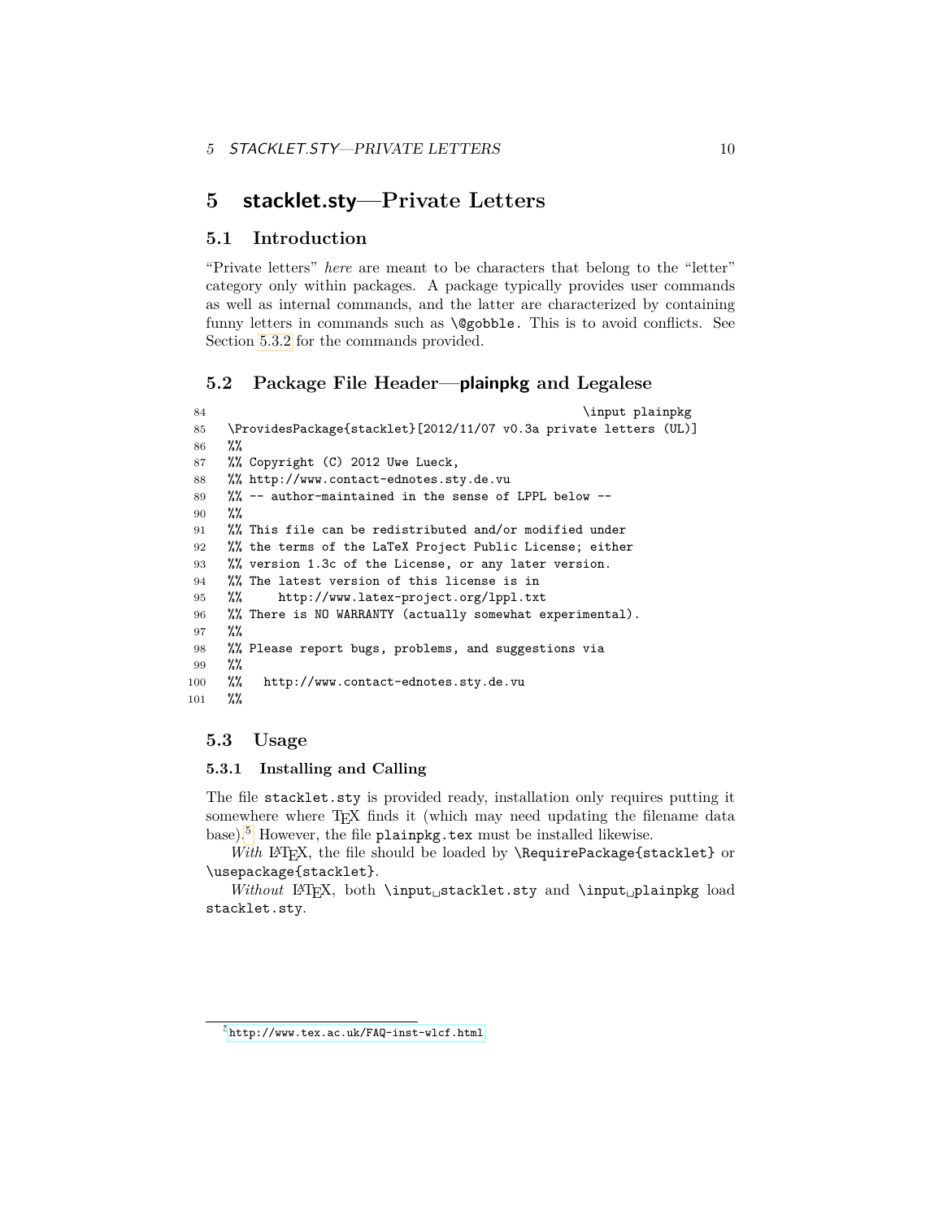## 5 stacklet.sty—Private Letters

### 5.1 Introduction

"Private letters" *here* are meant to be characters that belong to the "letter" category only within packages. A package typically provides user commands as well as internal commands, and the latter are characterized by containing funny letters in commands such as `\@gobble`. This is to avoid conflicts. See Section 5.3.2 for the commands provided.

### 5.2 Package File Header—plainpkg and Legalese

```
84                                                          \input plainpkg
85   \ProvidesPackage{stacklet}[2012/11/07 v0.3a private letters (UL)]
86   %%
87   %% Copyright (C) 2012 Uwe Lueck,
88   %% http://www.contact-ednotes.sty.de.vu
89   %% -- author-maintained in the sense of LPPL below --
90   %%
91   %% This file can be redistributed and/or modified under
92   %% the terms of the LaTeX Project Public License; either
93   %% version 1.3c of the License, or any later version.
94   %% The latest version of this license is in
95   %%     http://www.latex-project.org/lppl.txt
96   %% There is NO WARRANTY (actually somewhat experimental).
97   %%
98   %% Please report bugs, problems, and suggestions via
99   %%
100  %%   http://www.contact-ednotes.sty.de.vu
101  %%
```

### 5.3 Usage

#### 5.3.1 Installing and Calling

The file `stacklet.sty` is provided ready, installation only requires putting it somewhere where TeX finds it (which may need updating the filename data base).[5] However, the file `plainpkg.tex` must be installed likewise.

*With* LaTeX, the file should be loaded by `\RequirePackage{stacklet}` or `\usepackage{stacklet}`.

*Without* LaTeX, both `\input␣stacklet.sty` and `\input␣plainpkg` load `stacklet.sty`.

[5] http://www.tex.ac.uk/FAQ-inst-wlcf.html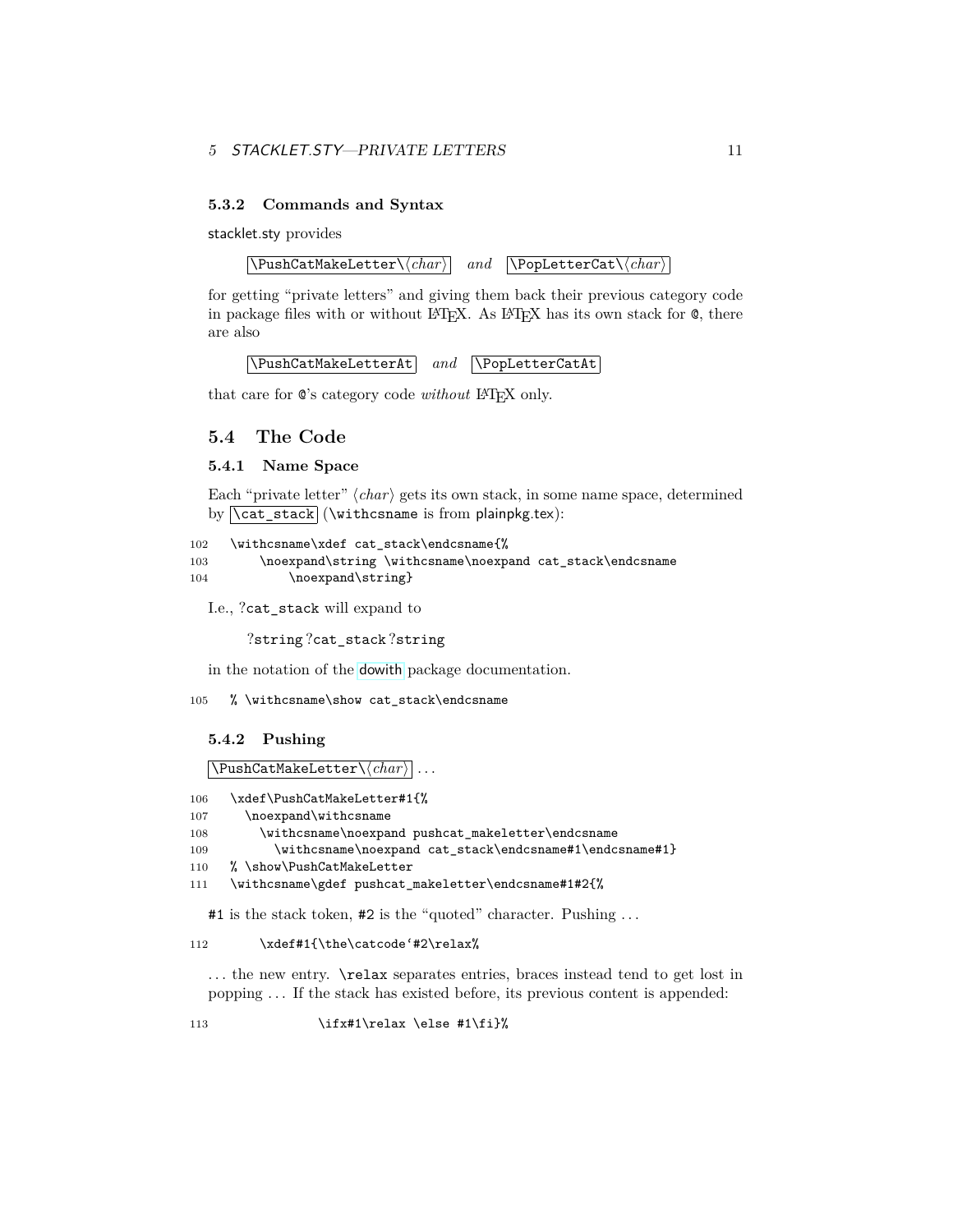### 5.3.2 Commands and Syntax

stacklet.sty provides

`\PushCatMakeLetter\⟨char⟩` *and* `\PopLetterCat\⟨char⟩`

for getting "private letters" and giving them back their previous category code in package files with or without LaTeX. As LaTeX has its own stack for `@`, there are also

`\PushCatMakeLetterAt` *and* `\PopLetterCatAt`

that care for `@`'s category code *without* LaTeX only.

## 5.4 The Code

### 5.4.1 Name Space

Each "private letter" ⟨*char*⟩ gets its own stack, in some name space, determined by `\cat_stack` (`\withcsname` is from plainpkg.tex):

```
102  \withcsname\xdef cat_stack\endcsname{%
103      \noexpand\string \withcsname\noexpand cat_stack\endcsname
104          \noexpand\string}
```

I.e., ?`cat_stack` will expand to

?`string` ?`cat_stack` ?`string`

in the notation of the dowith package documentation.

```
105  % \withcsname\show cat_stack\endcsname
```

### 5.4.2 Pushing

`\PushCatMakeLetter\⟨char⟩` ...

```
106  \xdef\PushCatMakeLetter#1{%
107    \noexpand\withcsname
108      \withcsname\noexpand pushcat_makeletter\endcsname
109        \withcsname\noexpand cat_stack\endcsname#1\endcsname#1}
110  % \show\PushCatMakeLetter
111  \withcsname\gdef pushcat_makeletter\endcsname#1#2{%
```

`#1` is the stack token, `#2` is the "quoted" character. Pushing ...

```
112      \xdef#1{\the\catcode`#2\relax%
```

... the new entry. `\relax` separates entries, braces instead tend to get lost in popping ... If the stack has existed before, its previous content is appended:

```
113              \ifx#1\relax \else #1\fi}%
```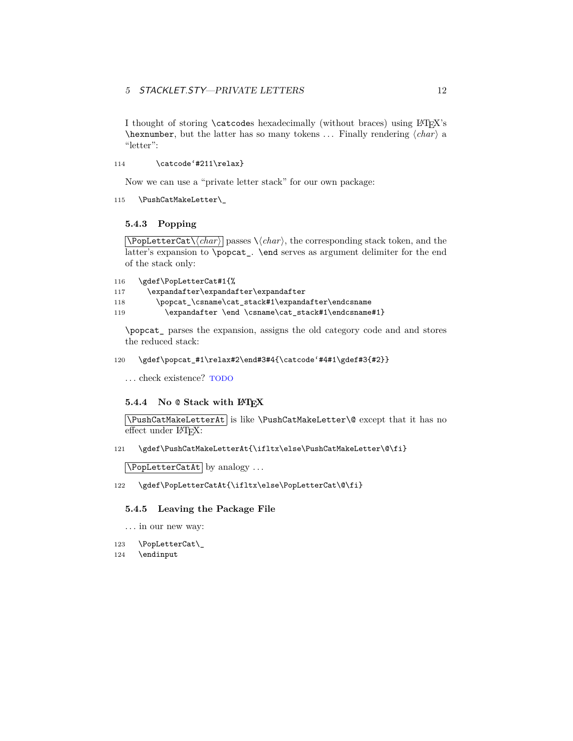I thought of storing `\catcode`s hexadecimally (without braces) using LaTeX's `\hexnumber`, but the latter has so many tokens ... Finally rendering ⟨*char*⟩ a "letter":

```
114       \catcode`#211\relax}
```

Now we can use a "private letter stack" for our own package:

```
115   \PushCatMakeLetter\_
```

### 5.4.3 Popping

`\PopLetterCat\`⟨*char*⟩ passes `\`⟨*char*⟩, the corresponding stack token, and the latter's expansion to `\popcat_`. `\end` serves as argument delimiter for the end of the stack only:

```
116   \gdef\PopLetterCat#1{%
117     \expandafter\expandafter\expandafter
118       \popcat_\csname\cat_stack#1\expandafter\endcsname
119         \expandafter \end \csname\cat_stack#1\endcsname#1}
```

`\popcat_` parses the expansion, assigns the old category code and and stores the reduced stack:

```
120   \gdef\popcat_#1\relax#2\end#3#4{\catcode`#4#1\gdef#3{#2}}
```

... check existence? TODO

### 5.4.4 No `@` Stack with LaTeX

`\PushCatMakeLetterAt` is like `\PushCatMakeLetter\@` except that it has no effect under LaTeX:

```
121   \gdef\PushCatMakeLetterAt{\ifltx\else\PushCatMakeLetter\@\fi}
```

`\PopLetterCatAt` by analogy ...

```
122   \gdef\PopLetterCatAt{\ifltx\else\PopLetterCat\@\fi}
```

### 5.4.5 Leaving the Package File

... in our new way:

```
123   \PopLetterCat\_
124   \endinput
```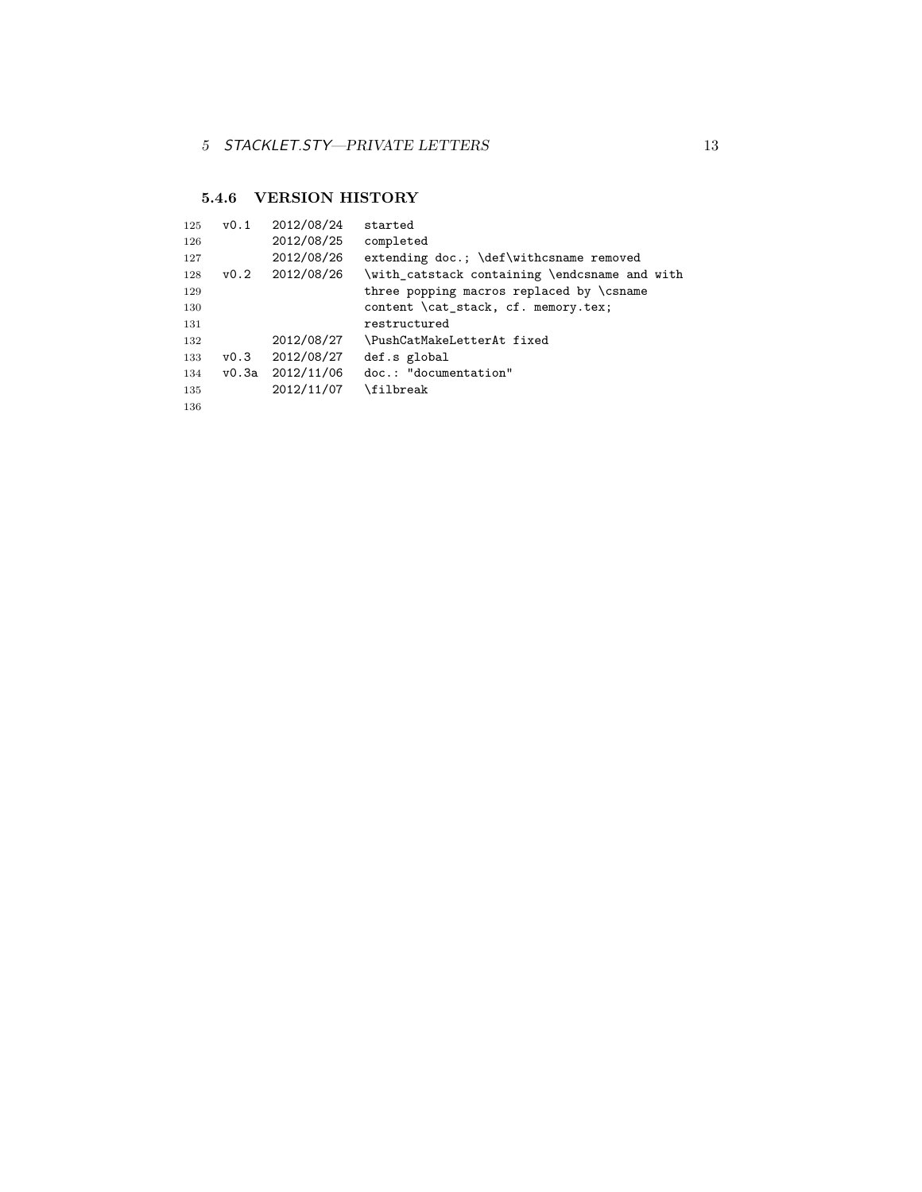### 5.4.6 VERSION HISTORY

```
125  v0.1   2012/08/24  started
126         2012/08/25  completed
127         2012/08/26  extending doc.; \def\withcsname removed
128  v0.2   2012/08/26  \with_catstack containing \endcsname and with
129                     three popping macros replaced by \csname
130                     content \cat_stack, cf. memory.tex;
131                     restructured
132         2012/08/27  \PushCatMakeLetterAt fixed
133  v0.3   2012/08/27  def.s global
134  v0.3a  2012/11/06  doc.: "documentation"
135         2012/11/07  \filbreak
136
```